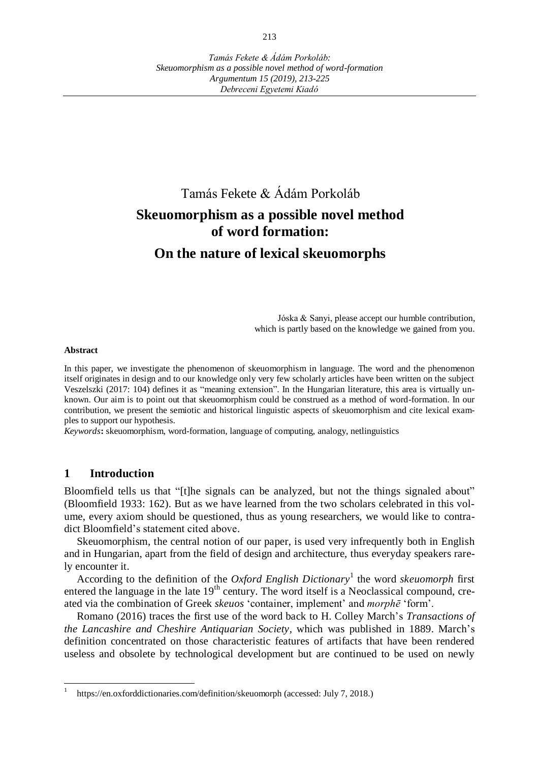Tamás Fekete & Ádám Porkoláb

# Skeuomorphism as a possible novel method of word formation: On the nature of lexical skeuomorphs

Jóska & Sanyi, please accept our humble contribution,
which is partly based on the knowledge we gained from you.

**Abstract**

In this paper, we investigate the phenomenon of skeuomorphism in language. The word and the phenomenon itself originates in design and to our knowledge only very few scholarly articles have been written on the subject Veszelszki (2017: 104) defines it as "meaning extension". In the Hungarian literature, this area is virtually unknown. Our aim is to point out that skeuomorphism could be construed as a method of word-formation. In our contribution, we present the semiotic and historical linguistic aspects of skeuomorphism and cite lexical examples to support our hypothesis.

*Keywords***:** skeuomorphism, word-formation, language of computing, analogy, netlinguistics

## 1 Introduction

Bloomfield tells us that "[t]he signals can be analyzed, but not the things signaled about" (Bloomfield 1933: 162). But as we have learned from the two scholars celebrated in this volume, every axiom should be questioned, thus as young researchers, we would like to contradict Bloomfield's statement cited above.

Skeuomorphism, the central notion of our paper, is used very infrequently both in English and in Hungarian, apart from the field of design and architecture, thus everyday speakers rarely encounter it.

According to the definition of the *Oxford English Dictionary*[1] the word *skeuomorph* first entered the language in the late 19th century. The word itself is a Neoclassical compound, created via the combination of Greek *skeuos* 'container, implement' and *morphē* 'form'.

Romano (2016) traces the first use of the word back to H. Colley March's *Transactions of the Lancashire and Cheshire Antiquarian Society*, which was published in 1889. March's definition concentrated on those characteristic features of artifacts that have been rendered useless and obsolete by technological development but are continued to be used on newly

[1] https://en.oxforddictionaries.com/definition/skeuomorph (accessed: July 7, 2018.)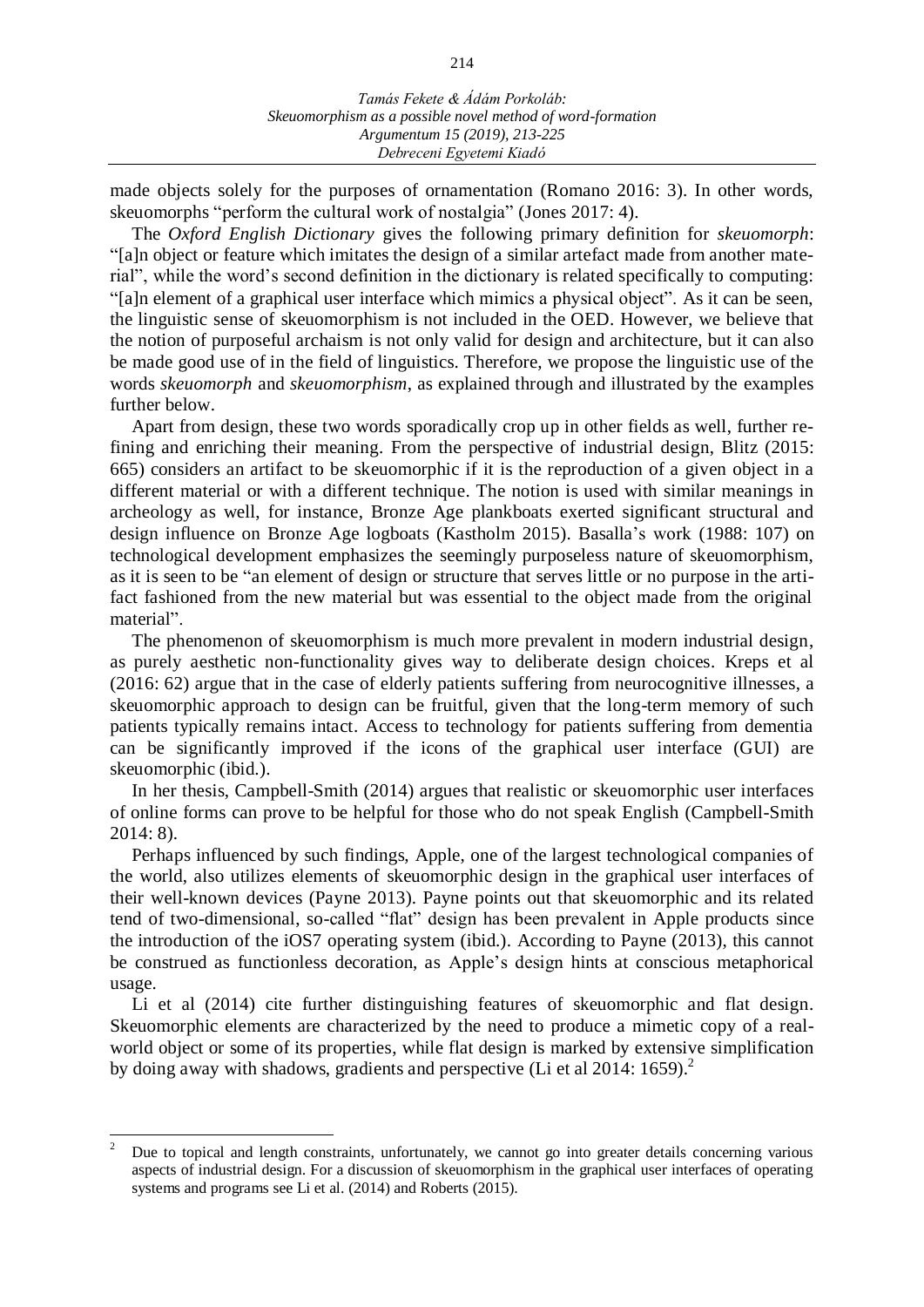made objects solely for the purposes of ornamentation (Romano 2016: 3). In other words, skeuomorphs "perform the cultural work of nostalgia" (Jones 2017: 4).

The *Oxford English Dictionary* gives the following primary definition for *skeuomorph*: "[a]n object or feature which imitates the design of a similar artefact made from another material", while the word's second definition in the dictionary is related specifically to computing: "[a]n element of a graphical user interface which mimics a physical object". As it can be seen, the linguistic sense of skeuomorphism is not included in the OED. However, we believe that the notion of purposeful archaism is not only valid for design and architecture, but it can also be made good use of in the field of linguistics. Therefore, we propose the linguistic use of the words *skeuomorph* and *skeuomorphism*, as explained through and illustrated by the examples further below.

Apart from design, these two words sporadically crop up in other fields as well, further refining and enriching their meaning. From the perspective of industrial design, Blitz (2015: 665) considers an artifact to be skeuomorphic if it is the reproduction of a given object in a different material or with a different technique. The notion is used with similar meanings in archeology as well, for instance, Bronze Age plankboats exerted significant structural and design influence on Bronze Age logboats (Kastholm 2015). Basalla's work (1988: 107) on technological development emphasizes the seemingly purposeless nature of skeuomorphism, as it is seen to be "an element of design or structure that serves little or no purpose in the artifact fashioned from the new material but was essential to the object made from the original material".

The phenomenon of skeuomorphism is much more prevalent in modern industrial design, as purely aesthetic non-functionality gives way to deliberate design choices. Kreps et al (2016: 62) argue that in the case of elderly patients suffering from neurocognitive illnesses, a skeuomorphic approach to design can be fruitful, given that the long-term memory of such patients typically remains intact. Access to technology for patients suffering from dementia can be significantly improved if the icons of the graphical user interface (GUI) are skeuomorphic (ibid.).

In her thesis, Campbell-Smith (2014) argues that realistic or skeuomorphic user interfaces of online forms can prove to be helpful for those who do not speak English (Campbell-Smith 2014: 8).

Perhaps influenced by such findings, Apple, one of the largest technological companies of the world, also utilizes elements of skeuomorphic design in the graphical user interfaces of their well-known devices (Payne 2013). Payne points out that skeuomorphic and its related tend of two-dimensional, so-called "flat" design has been prevalent in Apple products since the introduction of the iOS7 operating system (ibid.). According to Payne (2013), this cannot be construed as functionless decoration, as Apple's design hints at conscious metaphorical usage.

Li et al (2014) cite further distinguishing features of skeuomorphic and flat design. Skeuomorphic elements are characterized by the need to produce a mimetic copy of a real-world object or some of its properties, while flat design is marked by extensive simplification by doing away with shadows, gradients and perspective (Li et al 2014: 1659).[2]

[2] Due to topical and length constraints, unfortunately, we cannot go into greater details concerning various aspects of industrial design. For a discussion of skeuomorphism in the graphical user interfaces of operating systems and programs see Li et al. (2014) and Roberts (2015).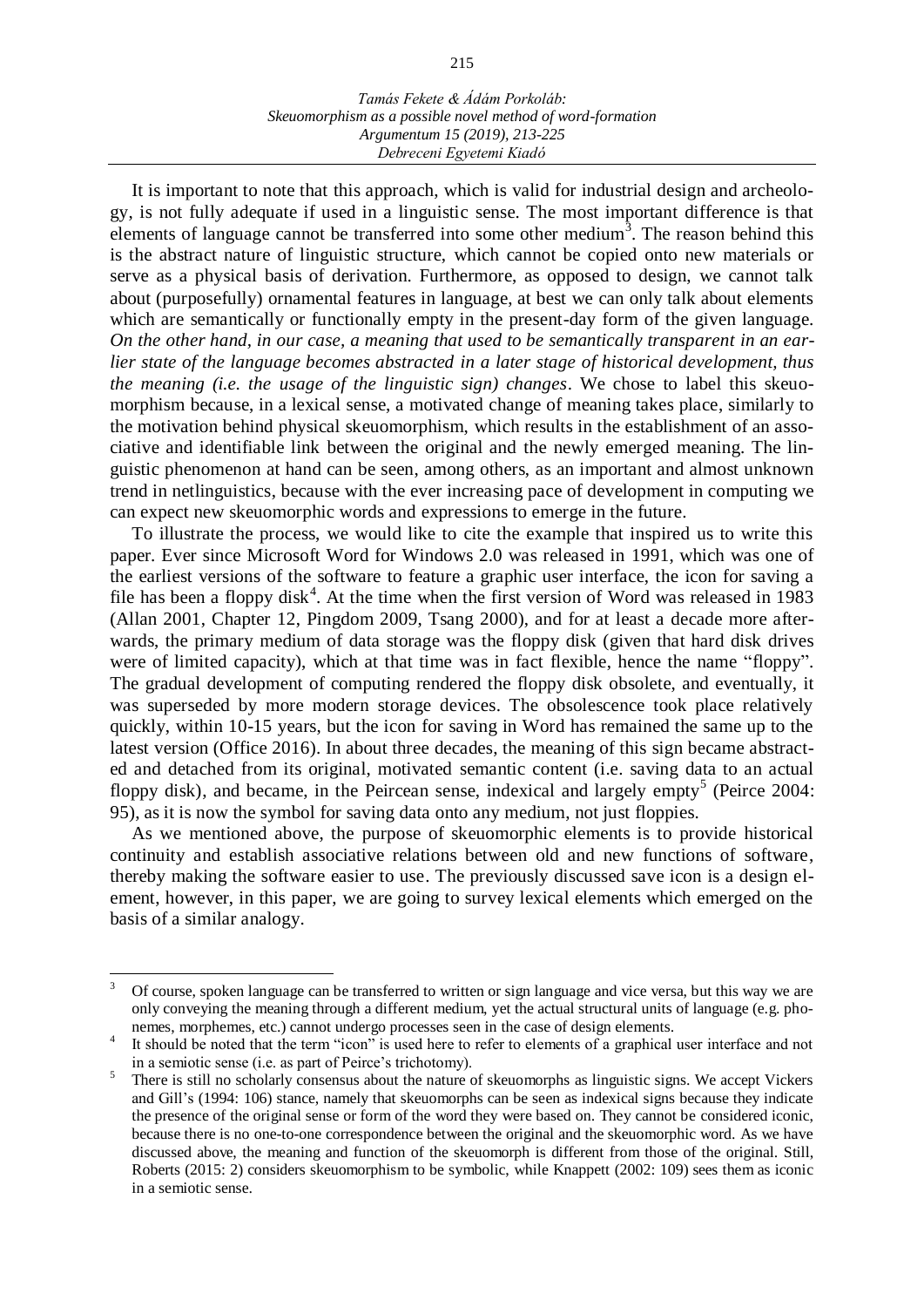It is important to note that this approach, which is valid for industrial design and archeology, is not fully adequate if used in a linguistic sense. The most important difference is that elements of language cannot be transferred into some other medium[3]. The reason behind this is the abstract nature of linguistic structure, which cannot be copied onto new materials or serve as a physical basis of derivation. Furthermore, as opposed to design, we cannot talk about (purposefully) ornamental features in language, at best we can only talk about elements which are semantically or functionally empty in the present-day form of the given language. *On the other hand, in our case, a meaning that used to be semantically transparent in an earlier state of the language becomes abstracted in a later stage of historical development, thus the meaning (i.e. the usage of the linguistic sign) changes*. We chose to label this skeuomorphism because, in a lexical sense, a motivated change of meaning takes place, similarly to the motivation behind physical skeuomorphism, which results in the establishment of an associative and identifiable link between the original and the newly emerged meaning. The linguistic phenomenon at hand can be seen, among others, as an important and almost unknown trend in netlinguistics, because with the ever increasing pace of development in computing we can expect new skeuomorphic words and expressions to emerge in the future.

To illustrate the process, we would like to cite the example that inspired us to write this paper. Ever since Microsoft Word for Windows 2.0 was released in 1991, which was one of the earliest versions of the software to feature a graphic user interface, the icon for saving a file has been a floppy disk[4]. At the time when the first version of Word was released in 1983 (Allan 2001, Chapter 12, Pingdom 2009, Tsang 2000), and for at least a decade more afterwards, the primary medium of data storage was the floppy disk (given that hard disk drives were of limited capacity), which at that time was in fact flexible, hence the name "floppy". The gradual development of computing rendered the floppy disk obsolete, and eventually, it was superseded by more modern storage devices. The obsolescence took place relatively quickly, within 10-15 years, but the icon for saving in Word has remained the same up to the latest version (Office 2016). In about three decades, the meaning of this sign became abstracted and detached from its original, motivated semantic content (i.e. saving data to an actual floppy disk), and became, in the Peircean sense, indexical and largely empty[5] (Peirce 2004: 95), as it is now the symbol for saving data onto any medium, not just floppies.

As we mentioned above, the purpose of skeuomorphic elements is to provide historical continuity and establish associative relations between old and new functions of software, thereby making the software easier to use. The previously discussed save icon is a design element, however, in this paper, we are going to survey lexical elements which emerged on the basis of a similar analogy.

---

[3] Of course, spoken language can be transferred to written or sign language and vice versa, but this way we are only conveying the meaning through a different medium, yet the actual structural units of language (e.g. phonemes, morphemes, etc.) cannot undergo processes seen in the case of design elements.

[4] It should be noted that the term "icon" is used here to refer to elements of a graphical user interface and not in a semiotic sense (i.e. as part of Peirce's trichotomy).

[5] There is still no scholarly consensus about the nature of skeuomorphs as linguistic signs. We accept Vickers and Gill's (1994: 106) stance, namely that skeuomorphs can be seen as indexical signs because they indicate the presence of the original sense or form of the word they were based on. They cannot be considered iconic, because there is no one-to-one correspondence between the original and the skeuomorphic word. As we have discussed above, the meaning and function of the skeuomorph is different from those of the original. Still, Roberts (2015: 2) considers skeuomorphism to be symbolic, while Knappett (2002: 109) sees them as iconic in a semiotic sense.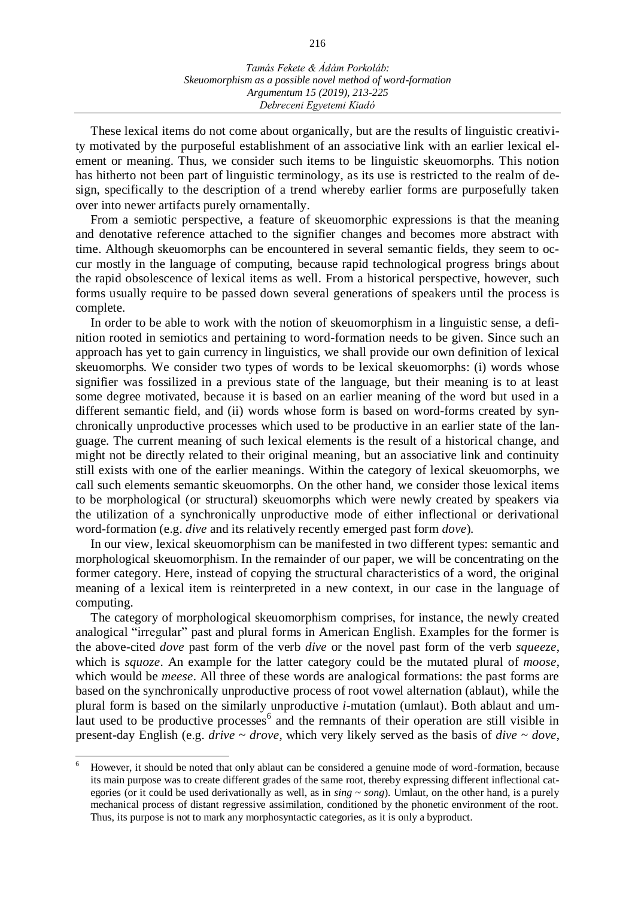These lexical items do not come about organically, but are the results of linguistic creativity motivated by the purposeful establishment of an associative link with an earlier lexical element or meaning. Thus, we consider such items to be linguistic skeuomorphs. This notion has hitherto not been part of linguistic terminology, as its use is restricted to the realm of design, specifically to the description of a trend whereby earlier forms are purposefully taken over into newer artifacts purely ornamentally.

From a semiotic perspective, a feature of skeuomorphic expressions is that the meaning and denotative reference attached to the signifier changes and becomes more abstract with time. Although skeuomorphs can be encountered in several semantic fields, they seem to occur mostly in the language of computing, because rapid technological progress brings about the rapid obsolescence of lexical items as well. From a historical perspective, however, such forms usually require to be passed down several generations of speakers until the process is complete.

In order to be able to work with the notion of skeuomorphism in a linguistic sense, a definition rooted in semiotics and pertaining to word-formation needs to be given. Since such an approach has yet to gain currency in linguistics, we shall provide our own definition of lexical skeuomorphs. We consider two types of words to be lexical skeuomorphs: (i) words whose signifier was fossilized in a previous state of the language, but their meaning is to at least some degree motivated, because it is based on an earlier meaning of the word but used in a different semantic field, and (ii) words whose form is based on word-forms created by synchronically unproductive processes which used to be productive in an earlier state of the language. The current meaning of such lexical elements is the result of a historical change, and might not be directly related to their original meaning, but an associative link and continuity still exists with one of the earlier meanings. Within the category of lexical skeuomorphs, we call such elements semantic skeuomorphs. On the other hand, we consider those lexical items to be morphological (or structural) skeuomorphs which were newly created by speakers via the utilization of a synchronically unproductive mode of either inflectional or derivational word-formation (e.g. *dive* and its relatively recently emerged past form *dove*).

In our view, lexical skeuomorphism can be manifested in two different types: semantic and morphological skeuomorphism. In the remainder of our paper, we will be concentrating on the former category. Here, instead of copying the structural characteristics of a word, the original meaning of a lexical item is reinterpreted in a new context, in our case in the language of computing.

The category of morphological skeuomorphism comprises, for instance, the newly created analogical "irregular" past and plural forms in American English. Examples for the former is the above-cited *dove* past form of the verb *dive* or the novel past form of the verb *squeeze*, which is *squoze*. An example for the latter category could be the mutated plural of *moose*, which would be *meese*. All three of these words are analogical formations: the past forms are based on the synchronically unproductive process of root vowel alternation (ablaut), while the plural form is based on the similarly unproductive *i*-mutation (umlaut). Both ablaut and umlaut used to be productive processes[6] and the remnants of their operation are still visible in present-day English (e.g. *drive* ~ *drove*, which very likely served as the basis of *dive* ~ *dove*,

[6] However, it should be noted that only ablaut can be considered a genuine mode of word-formation, because its main purpose was to create different grades of the same root, thereby expressing different inflectional categories (or it could be used derivationally as well, as in *sing* ~ *song*). Umlaut, on the other hand, is a purely mechanical process of distant regressive assimilation, conditioned by the phonetic environment of the root. Thus, its purpose is not to mark any morphosyntactic categories, as it is only a byproduct.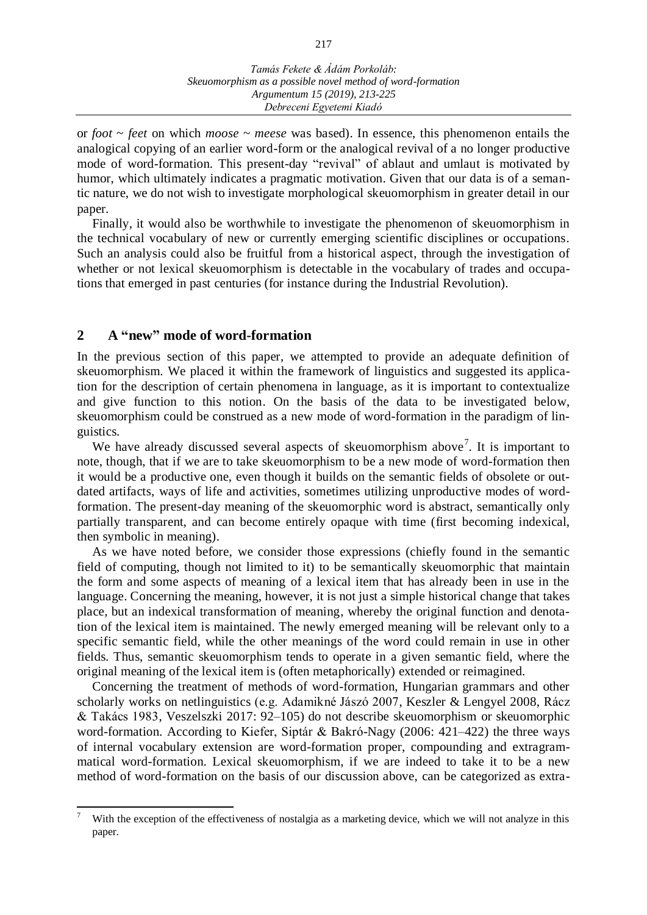or *foot* ~ *feet* on which *moose* ~ *meese* was based). In essence, this phenomenon entails the analogical copying of an earlier word-form or the analogical revival of a no longer productive mode of word-formation. This present-day "revival" of ablaut and umlaut is motivated by humor, which ultimately indicates a pragmatic motivation. Given that our data is of a semantic nature, we do not wish to investigate morphological skeuomorphism in greater detail in our paper.

Finally, it would also be worthwhile to investigate the phenomenon of skeuomorphism in the technical vocabulary of new or currently emerging scientific disciplines or occupations. Such an analysis could also be fruitful from a historical aspect, through the investigation of whether or not lexical skeuomorphism is detectable in the vocabulary of trades and occupations that emerged in past centuries (for instance during the Industrial Revolution).

## 2 A "new" mode of word-formation

In the previous section of this paper, we attempted to provide an adequate definition of skeuomorphism. We placed it within the framework of linguistics and suggested its application for the description of certain phenomena in language, as it is important to contextualize and give function to this notion. On the basis of the data to be investigated below, skeuomorphism could be construed as a new mode of word-formation in the paradigm of linguistics.

We have already discussed several aspects of skeuomorphism above[7]. It is important to note, though, that if we are to take skeuomorphism to be a new mode of word-formation then it would be a productive one, even though it builds on the semantic fields of obsolete or outdated artifacts, ways of life and activities, sometimes utilizing unproductive modes of word-formation. The present-day meaning of the skeuomorphic word is abstract, semantically only partially transparent, and can become entirely opaque with time (first becoming indexical, then symbolic in meaning).

As we have noted before, we consider those expressions (chiefly found in the semantic field of computing, though not limited to it) to be semantically skeuomorphic that maintain the form and some aspects of meaning of a lexical item that has already been in use in the language. Concerning the meaning, however, it is not just a simple historical change that takes place, but an indexical transformation of meaning, whereby the original function and denotation of the lexical item is maintained. The newly emerged meaning will be relevant only to a specific semantic field, while the other meanings of the word could remain in use in other fields. Thus, semantic skeuomorphism tends to operate in a given semantic field, where the original meaning of the lexical item is (often metaphorically) extended or reimagined.

Concerning the treatment of methods of word-formation, Hungarian grammars and other scholarly works on netlinguistics (e.g. Adamikné Jászó 2007, Keszler & Lengyel 2008, Rácz & Takács 1983, Veszelszki 2017: 92–105) do not describe skeuomorphism or skeuomorphic word-formation. According to Kiefer, Siptár & Bakró-Nagy (2006: 421–422) the three ways of internal vocabulary extension are word-formation proper, compounding and extragrammatical word-formation. Lexical skeuomorphism, if we are indeed to take it to be a new method of word-formation on the basis of our discussion above, can be categorized as extra-

[7] With the exception of the effectiveness of nostalgia as a marketing device, which we will not analyze in this paper.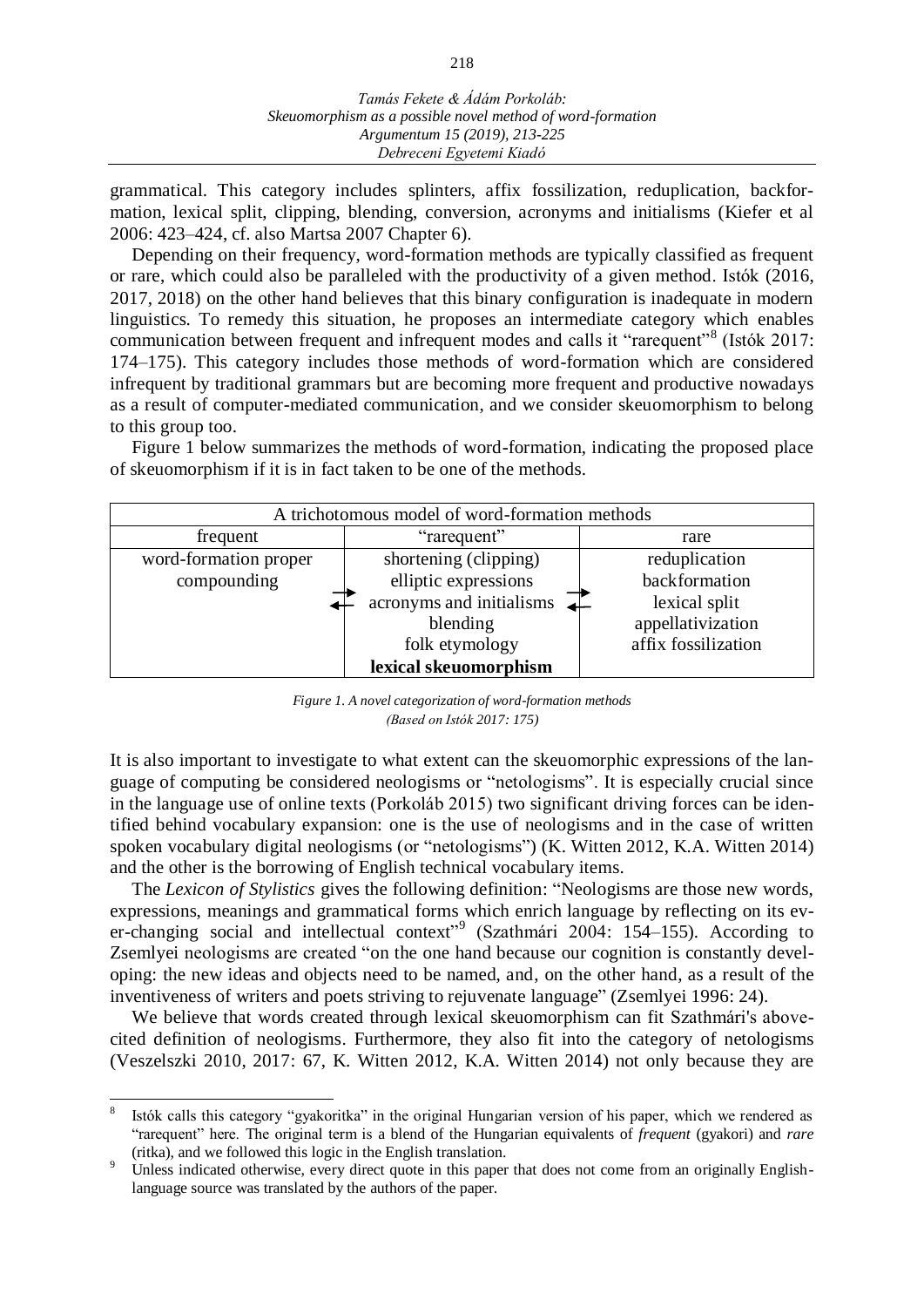grammatical. This category includes splinters, affix fossilization, reduplication, backformation, lexical split, clipping, blending, conversion, acronyms and initialisms (Kiefer et al 2006: 423–424, cf. also Martsa 2007 Chapter 6).

Depending on their frequency, word-formation methods are typically classified as frequent or rare, which could also be paralleled with the productivity of a given method. Istók (2016, 2017, 2018) on the other hand believes that this binary configuration is inadequate in modern linguistics. To remedy this situation, he proposes an intermediate category which enables communication between frequent and infrequent modes and calls it "rarequent"[8] (Istók 2017: 174–175). This category includes those methods of word-formation which are considered infrequent by traditional grammars but are becoming more frequent and productive nowadays as a result of computer-mediated communication, and we consider skeuomorphism to belong to this group too.

Figure 1 below summarizes the methods of word-formation, indicating the proposed place of skeuomorphism if it is in fact taken to be one of the methods.

| A trichotomous model of word-formation methods | | |
|---|---|---|
| frequent | "rarequent" | rare |
| word-formation proper<br>compounding | shortening (clipping)<br>elliptic expressions<br>acronyms and initialisms<br>blending<br>folk etymology<br>**lexical skeuomorphism** | reduplication<br>backformation<br>lexical split<br>appellativization<br>affix fossilization |

*Figure 1. A novel categorization of word-formation methods*
*(Based on Istók 2017: 175)*

It is also important to investigate to what extent can the skeuomorphic expressions of the language of computing be considered neologisms or "netologisms". It is especially crucial since in the language use of online texts (Porkoláb 2015) two significant driving forces can be identified behind vocabulary expansion: one is the use of neologisms and in the case of written spoken vocabulary digital neologisms (or "netologisms") (K. Witten 2012, K.A. Witten 2014) and the other is the borrowing of English technical vocabulary items.

The *Lexicon of Stylistics* gives the following definition: "Neologisms are those new words, expressions, meanings and grammatical forms which enrich language by reflecting on its ever-changing social and intellectual context"[9] (Szathmári 2004: 154–155). According to Zsemlyei neologisms are created "on the one hand because our cognition is constantly developing: the new ideas and objects need to be named, and, on the other hand, as a result of the inventiveness of writers and poets striving to rejuvenate language" (Zsemlyei 1996: 24).

We believe that words created through lexical skeuomorphism can fit Szathmári's above-cited definition of neologisms. Furthermore, they also fit into the category of netologisms (Veszelszki 2010, 2017: 67, K. Witten 2012, K.A. Witten 2014) not only because they are

[8] Istók calls this category "gyakoritka" in the original Hungarian version of his paper, which we rendered as "rarequent" here. The original term is a blend of the Hungarian equivalents of *frequent* (gyakori) and *rare* (ritka), and we followed this logic in the English translation.

[9] Unless indicated otherwise, every direct quote in this paper that does not come from an originally English-language source was translated by the authors of the paper.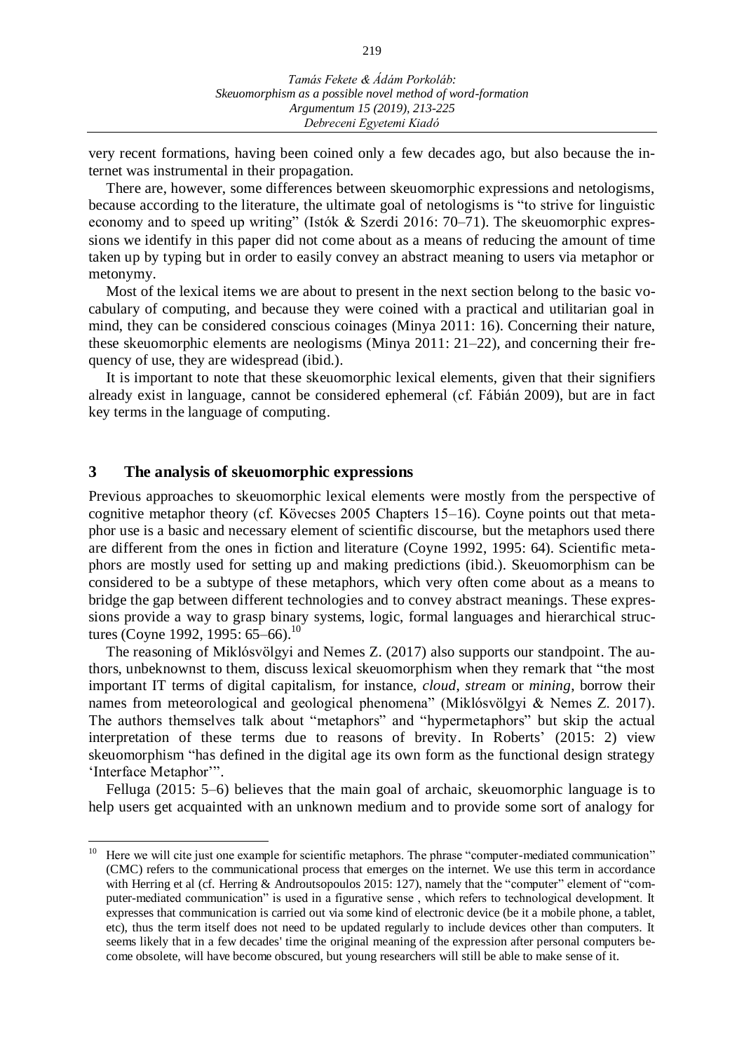very recent formations, having been coined only a few decades ago, but also because the internet was instrumental in their propagation.

There are, however, some differences between skeuomorphic expressions and netologisms, because according to the literature, the ultimate goal of netologisms is "to strive for linguistic economy and to speed up writing" (Istók & Szerdi 2016: 70–71). The skeuomorphic expressions we identify in this paper did not come about as a means of reducing the amount of time taken up by typing but in order to easily convey an abstract meaning to users via metaphor or metonymy.

Most of the lexical items we are about to present in the next section belong to the basic vocabulary of computing, and because they were coined with a practical and utilitarian goal in mind, they can be considered conscious coinages (Minya 2011: 16). Concerning their nature, these skeuomorphic elements are neologisms (Minya 2011: 21–22), and concerning their frequency of use, they are widespread (ibid.).

It is important to note that these skeuomorphic lexical elements, given that their signifiers already exist in language, cannot be considered ephemeral (cf. Fábián 2009), but are in fact key terms in the language of computing.

## 3 The analysis of skeuomorphic expressions

Previous approaches to skeuomorphic lexical elements were mostly from the perspective of cognitive metaphor theory (cf. Kövecses 2005 Chapters 15–16). Coyne points out that metaphor use is a basic and necessary element of scientific discourse, but the metaphors used there are different from the ones in fiction and literature (Coyne 1992, 1995: 64). Scientific metaphors are mostly used for setting up and making predictions (ibid.). Skeuomorphism can be considered to be a subtype of these metaphors, which very often come about as a means to bridge the gap between different technologies and to convey abstract meanings. These expressions provide a way to grasp binary systems, logic, formal languages and hierarchical structures (Coyne 1992, 1995: 65–66).[10]

The reasoning of Miklósvölgyi and Nemes Z. (2017) also supports our standpoint. The authors, unbeknownst to them, discuss lexical skeuomorphism when they remark that "the most important IT terms of digital capitalism, for instance, *cloud*, *stream* or *mining*, borrow their names from meteorological and geological phenomena" (Miklósvölgyi & Nemes Z. 2017). The authors themselves talk about "metaphors" and "hypermetaphors" but skip the actual interpretation of these terms due to reasons of brevity. In Roberts' (2015: 2) view skeuomorphism "has defined in the digital age its own form as the functional design strategy 'Interface Metaphor'".

Felluga (2015: 5–6) believes that the main goal of archaic, skeuomorphic language is to help users get acquainted with an unknown medium and to provide some sort of analogy for

---

[10] Here we will cite just one example for scientific metaphors. The phrase "computer-mediated communication" (CMC) refers to the communicational process that emerges on the internet. We use this term in accordance with Herring et al (cf. Herring & Androutsopoulos 2015: 127), namely that the "computer" element of "computer-mediated communication" is used in a figurative sense , which refers to technological development. It expresses that communication is carried out via some kind of electronic device (be it a mobile phone, a tablet, etc), thus the term itself does not need to be updated regularly to include devices other than computers. It seems likely that in a few decades' time the original meaning of the expression after personal computers become obsolete, will have become obscured, but young researchers will still be able to make sense of it.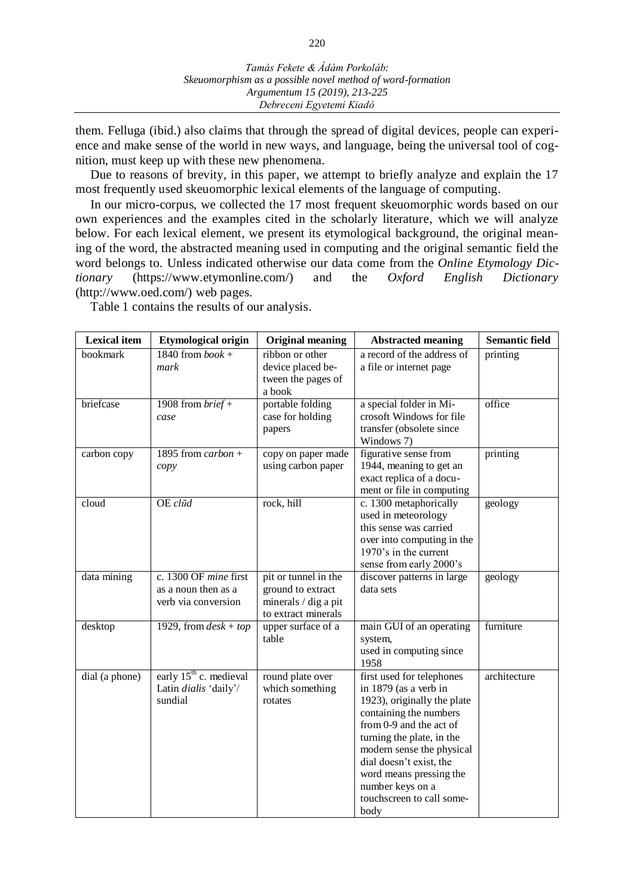them. Felluga (ibid.) also claims that through the spread of digital devices, people can experience and make sense of the world in new ways, and language, being the universal tool of cognition, must keep up with these new phenomena.

Due to reasons of brevity, in this paper, we attempt to briefly analyze and explain the 17 most frequently used skeuomorphic lexical elements of the language of computing.

In our micro-corpus, we collected the 17 most frequent skeuomorphic words based on our own experiences and the examples cited in the scholarly literature, which we will analyze below. For each lexical element, we present its etymological background, the original meaning of the word, the abstracted meaning used in computing and the original semantic field the word belongs to. Unless indicated otherwise our data come from the *Online Etymology Dictionary* (https://www.etymonline.com/) and the *Oxford English Dictionary* (http://www.oed.com/) web pages.

Table 1 contains the results of our analysis.

| Lexical item | Etymological origin | Original meaning | Abstracted meaning | Semantic field |
|---|---|---|---|---|
| bookmark | 1840 from *book* + *mark* | ribbon or other device placed between the pages of a book | a record of the address of a file or internet page | printing |
| briefcase | 1908 from *brief* + *case* | portable folding case for holding papers | a special folder in Microsoft Windows for file transfer (obsolete since Windows 7) | office |
| carbon copy | 1895 from *carbon* + *copy* | copy on paper made using carbon paper | figurative sense from 1944, meaning to get an exact replica of a document or file in computing | printing |
| cloud | OE *clūd* | rock, hill | c. 1300 metaphorically used in meteorology this sense was carried over into computing in the 1970's in the current sense from early 2000's | geology |
| data mining | c. 1300 OF *mine* first as a noun then as a verb via conversion | pit or tunnel in the ground to extract minerals / dig a pit to extract minerals | discover patterns in large data sets | geology |
| desktop | 1929, from *desk* + *top* | upper surface of a table | main GUI of an operating system, used in computing since 1958 | furniture |
| dial (a phone) | early 15th c. medieval Latin *dialis* 'daily'/ sundial | round plate over which something rotates | first used for telephones in 1879 (as a verb in 1923), originally the plate containing the numbers from 0-9 and the act of turning the plate, in the modern sense the physical dial doesn't exist, the word means pressing the number keys on a touchscreen to call somebody | architecture |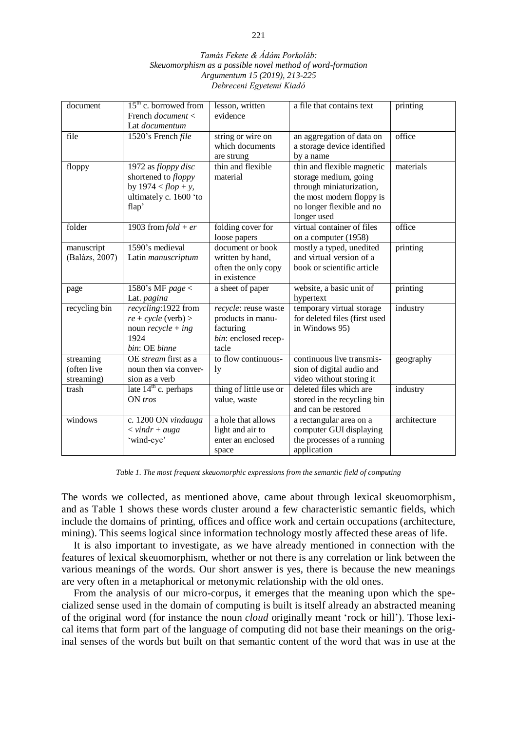| document | 15th c. borrowed from French *document* < Lat *documentum* | lesson, written evidence | a file that contains text | printing |
|---|---|---|---|---|
| file | 1520's French *file* | string or wire on which documents are strung | an aggregation of data on a storage device identified by a name | office |
| floppy | 1972 as *floppy disc* shortened to *floppy* by 1974 < *flop + y*, ultimately c. 1600 'to flap' | thin and flexible material | thin and flexible magnetic storage medium, going through miniaturization, the most modern floppy is no longer flexible and no longer used | materials |
| folder | 1903 from *fold + er* | folding cover for loose papers | virtual container of files on a computer (1958) | office |
| manuscript (Balázs, 2007) | 1590's medieval Latin *manuscriptum* | document or book written by hand, often the only copy in existence | mostly a typed, unedited and virtual version of a book or scientific article | printing |
| page | 1580's MF *page* < Lat. *pagina* | a sheet of paper | website, a basic unit of hypertext | printing |
| recycling bin | *recycling*:1922 from *re + cycle* (verb) > noun *recycle + ing* 1924 *bin*: OE *binne* | *recycle*: reuse waste products in manufacturing *bin*: enclosed receptacle | temporary virtual storage for deleted files (first used in Windows 95) | industry |
| streaming (often live streaming) | OE *stream* first as a noun then via conversion as a verb | to flow continuously | continuous live transmission of digital audio and video without storing it | geography |
| trash | late 14th c. perhaps ON *tros* | thing of little use or value, waste | deleted files which are stored in the recycling bin and can be restored | industry |
| windows | c. 1200 ON *vindauga* < *vindr + auga* 'wind-eye' | a hole that allows light and air to enter an enclosed space | a rectangular area on a computer GUI displaying the processes of a running application | architecture |

*Table 1. The most frequent skeuomorphic expressions from the semantic field of computing*

The words we collected, as mentioned above, came about through lexical skeuomorphism, and as Table 1 shows these words cluster around a few characteristic semantic fields, which include the domains of printing, offices and office work and certain occupations (architecture, mining). This seems logical since information technology mostly affected these areas of life.

It is also important to investigate, as we have already mentioned in connection with the features of lexical skeuomorphism, whether or not there is any correlation or link between the various meanings of the words. Our short answer is yes, there is because the new meanings are very often in a metaphorical or metonymic relationship with the old ones.

From the analysis of our micro-corpus, it emerges that the meaning upon which the specialized sense used in the domain of computing is built is itself already an abstracted meaning of the original word (for instance the noun *cloud* originally meant 'rock or hill'). Those lexical items that form part of the language of computing did not base their meanings on the original senses of the words but built on that semantic content of the word that was in use at the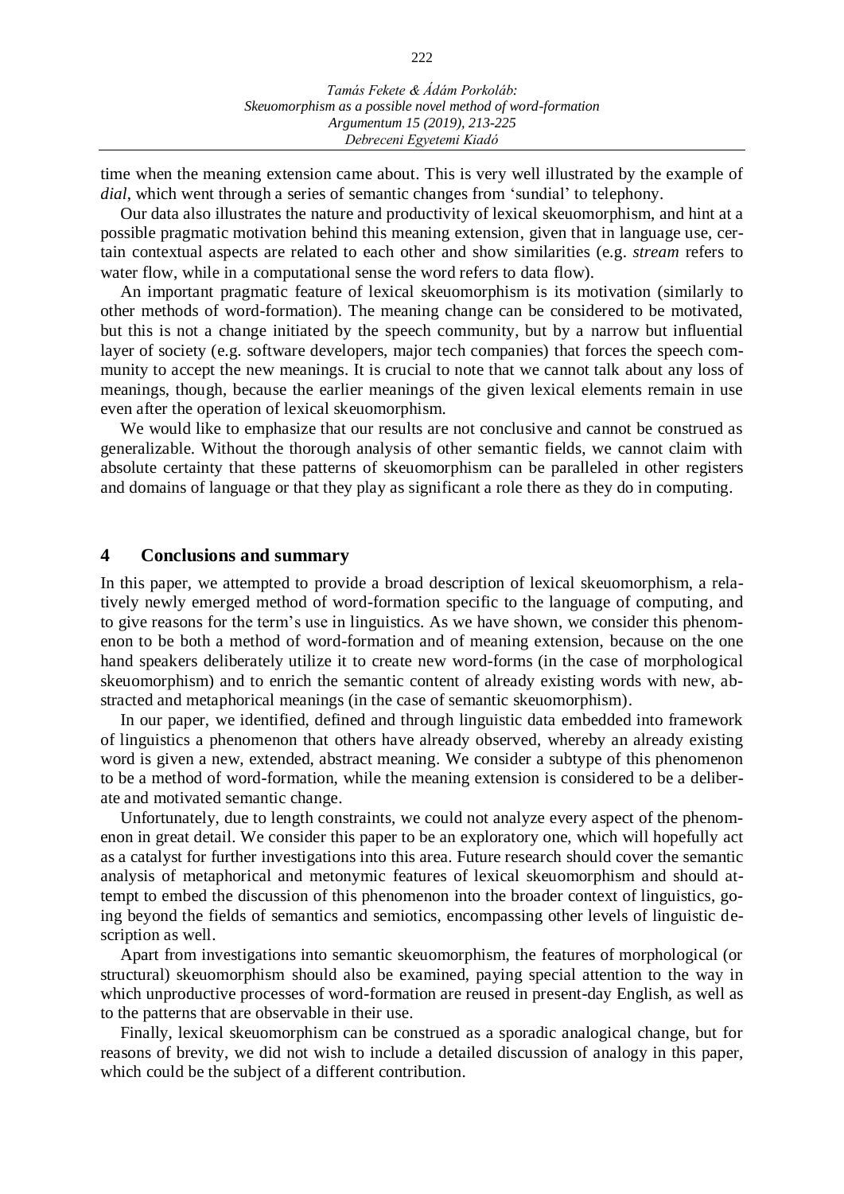time when the meaning extension came about. This is very well illustrated by the example of *dial*, which went through a series of semantic changes from 'sundial' to telephony.

Our data also illustrates the nature and productivity of lexical skeuomorphism, and hint at a possible pragmatic motivation behind this meaning extension, given that in language use, certain contextual aspects are related to each other and show similarities (e.g. *stream* refers to water flow, while in a computational sense the word refers to data flow).

An important pragmatic feature of lexical skeuomorphism is its motivation (similarly to other methods of word-formation). The meaning change can be considered to be motivated, but this is not a change initiated by the speech community, but by a narrow but influential layer of society (e.g. software developers, major tech companies) that forces the speech community to accept the new meanings. It is crucial to note that we cannot talk about any loss of meanings, though, because the earlier meanings of the given lexical elements remain in use even after the operation of lexical skeuomorphism.

We would like to emphasize that our results are not conclusive and cannot be construed as generalizable. Without the thorough analysis of other semantic fields, we cannot claim with absolute certainty that these patterns of skeuomorphism can be paralleled in other registers and domains of language or that they play as significant a role there as they do in computing.

## 4 Conclusions and summary

In this paper, we attempted to provide a broad description of lexical skeuomorphism, a relatively newly emerged method of word-formation specific to the language of computing, and to give reasons for the term's use in linguistics. As we have shown, we consider this phenomenon to be both a method of word-formation and of meaning extension, because on the one hand speakers deliberately utilize it to create new word-forms (in the case of morphological skeuomorphism) and to enrich the semantic content of already existing words with new, abstracted and metaphorical meanings (in the case of semantic skeuomorphism).

In our paper, we identified, defined and through linguistic data embedded into framework of linguistics a phenomenon that others have already observed, whereby an already existing word is given a new, extended, abstract meaning. We consider a subtype of this phenomenon to be a method of word-formation, while the meaning extension is considered to be a deliberate and motivated semantic change.

Unfortunately, due to length constraints, we could not analyze every aspect of the phenomenon in great detail. We consider this paper to be an exploratory one, which will hopefully act as a catalyst for further investigations into this area. Future research should cover the semantic analysis of metaphorical and metonymic features of lexical skeuomorphism and should attempt to embed the discussion of this phenomenon into the broader context of linguistics, going beyond the fields of semantics and semiotics, encompassing other levels of linguistic description as well.

Apart from investigations into semantic skeuomorphism, the features of morphological (or structural) skeuomorphism should also be examined, paying special attention to the way in which unproductive processes of word-formation are reused in present-day English, as well as to the patterns that are observable in their use.

Finally, lexical skeuomorphism can be construed as a sporadic analogical change, but for reasons of brevity, we did not wish to include a detailed discussion of analogy in this paper, which could be the subject of a different contribution.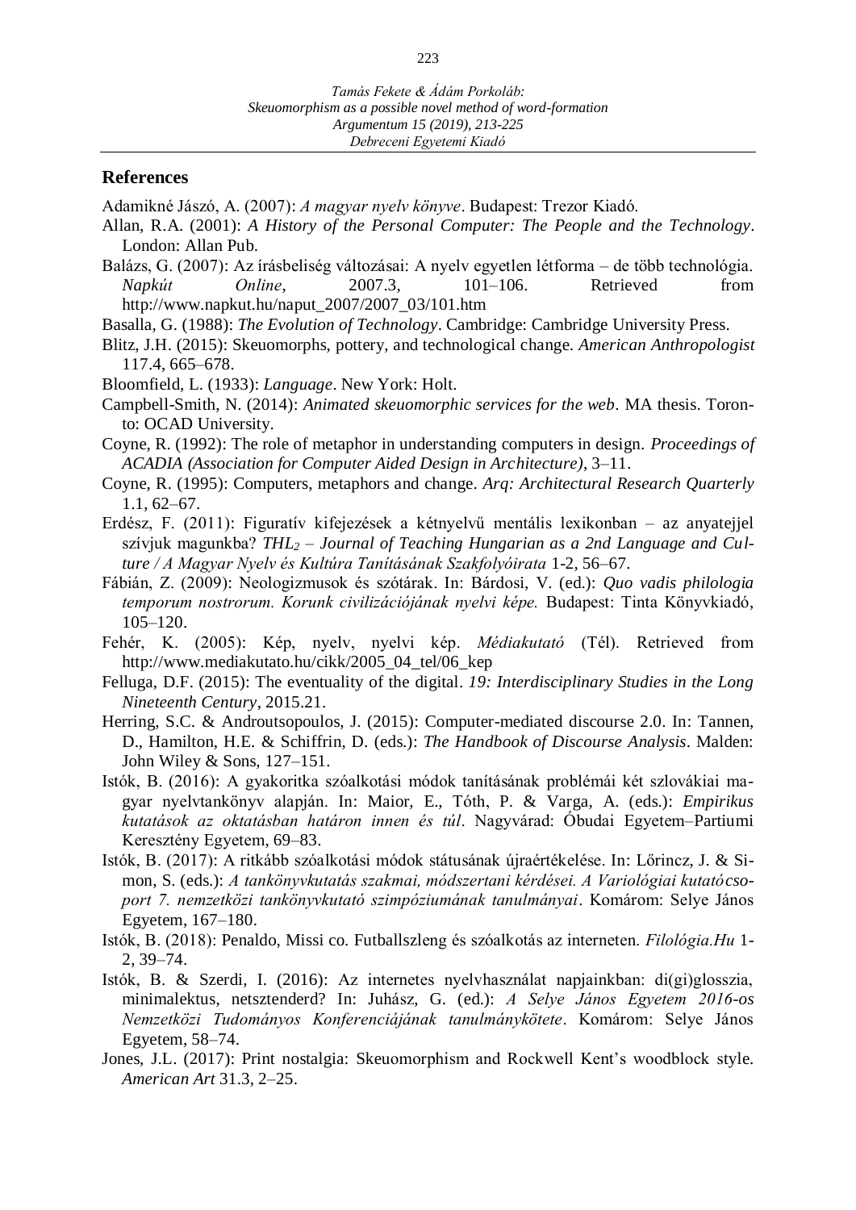## References

Adamikné Jászó, A. (2007): *A magyar nyelv könyve*. Budapest: Trezor Kiadó.

Allan, R.A. (2001): *A History of the Personal Computer: The People and the Technology*. London: Allan Pub.

Balázs, G. (2007): Az írásbeliség változásai: A nyelv egyetlen létforma – de több technológia. *Napkút Online*, 2007.3, 101–106. Retrieved from http://www.napkut.hu/naput_2007/2007_03/101.htm

Basalla, G. (1988): *The Evolution of Technology*. Cambridge: Cambridge University Press.

Blitz, J.H. (2015): Skeuomorphs, pottery, and technological change. *American Anthropologist* 117.4, 665–678.

Bloomfield, L. (1933): *Language*. New York: Holt.

Campbell-Smith, N. (2014): *Animated skeuomorphic services for the web*. MA thesis. Toronto: OCAD University.

Coyne, R. (1992): The role of metaphor in understanding computers in design. *Proceedings of ACADIA (Association for Computer Aided Design in Architecture)*, 3–11.

Coyne, R. (1995): Computers, metaphors and change. *Arq: Architectural Research Quarterly* 1.1, 62–67.

Erdész, F. (2011): Figuratív kifejezések a kétnyelvű mentális lexikonban – az anyatejjel szívjuk magunkba? *THL$_2$ – Journal of Teaching Hungarian as a 2nd Language and Culture / A Magyar Nyelv és Kultúra Tanításának Szakfolyóirata* 1-2, 56–67.

Fábián, Z. (2009): Neologizmusok és szótárak. In: Bárdosi, V. (ed.): *Quo vadis philologia temporum nostrorum. Korunk civilizációjának nyelvi képe.* Budapest: Tinta Könyvkiadó, 105–120.

Fehér, K. (2005): Kép, nyelv, nyelvi kép. *Médiakutató* (Tél). Retrieved from http://www.mediakutato.hu/cikk/2005_04_tel/06_kep

Felluga, D.F. (2015): The eventuality of the digital. *19: Interdisciplinary Studies in the Long Nineteenth Century*, 2015.21.

Herring, S.C. & Androutsopoulos, J. (2015): Computer-mediated discourse 2.0. In: Tannen, D., Hamilton, H.E. & Schiffrin, D. (eds.): *The Handbook of Discourse Analysis*. Malden: John Wiley & Sons, 127–151.

Istók, B. (2016): A gyakoritka szóalkotási módok tanításának problémái két szlovákiai magyar nyelvtankönyv alapján. In: Maior, E., Tóth, P. & Varga, A. (eds.): *Empirikus kutatások az oktatásban határon innen és túl*. Nagyvárad: Óbudai Egyetem–Partiumi Keresztény Egyetem, 69–83.

Istók, B. (2017): A ritkább szóalkotási módok státusának újraértékelése. In: Lőrincz, J. & Simon, S. (eds.): *A tankönyvkutatás szakmai, módszertani kérdései. A Variológiai kutatócsoport 7. nemzetközi tankönyvkutató szimpóziumának tanulmányai*. Komárom: Selye János Egyetem, 167–180.

Istók, B. (2018): Penaldo, Missi co. Futballszleng és szóalkotás az interneten. *Filológia.Hu* 1-2, 39–74.

Istók, B. & Szerdi, I. (2016): Az internetes nyelvhasználat napjainkban: di(gi)glosszia, minimalektus, netsztenderd? In: Juhász, G. (ed.): *A Selye János Egyetem 2016-os Nemzetközi Tudományos Konferenciájának tanulmánykötete*. Komárom: Selye János Egyetem, 58–74.

Jones, J.L. (2017): Print nostalgia: Skeuomorphism and Rockwell Kent's woodblock style. *American Art* 31.3, 2–25.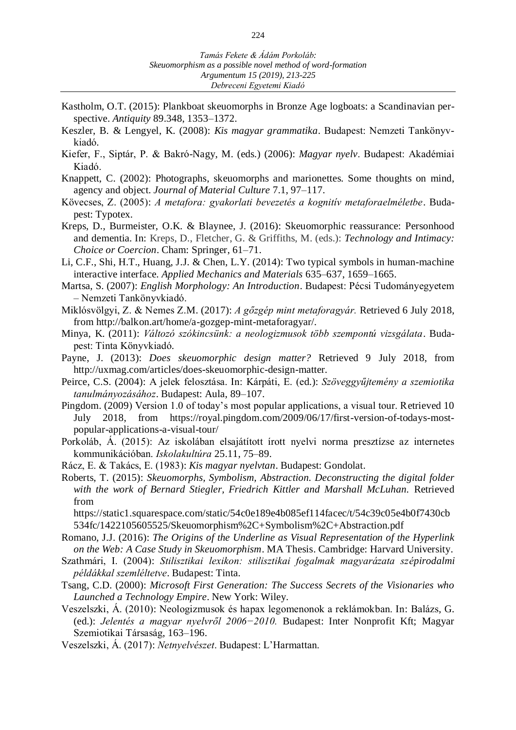Kastholm, O.T. (2015): Plankboat skeuomorphs in Bronze Age logboats: a Scandinavian perspective. *Antiquity* 89.348, 1353–1372.

Keszler, B. & Lengyel, K. (2008): *Kis magyar grammatika*. Budapest: Nemzeti Tankönyvkiadó.

Kiefer, F., Siptár, P. & Bakró-Nagy, M. (eds.) (2006): *Magyar nyelv*. Budapest: Akadémiai Kiadó.

Knappett, C. (2002): Photographs, skeuomorphs and marionettes. Some thoughts on mind, agency and object. *Journal of Material Culture* 7.1, 97–117.

Kövecses, Z. (2005): *A metafora: gyakorlati bevezetés a kognitív metaforaelméletbe*. Budapest: Typotex.

Kreps, D., Burmeister, O.K. & Blaynee, J. (2016): Skeuomorphic reassurance: Personhood and dementia. In: Kreps, D., Fletcher, G. & Griffiths, M. (eds.): *Technology and Intimacy: Choice or Coercion*. Cham: Springer, 61–71.

Li, C.F., Shi, H.T., Huang, J.J. & Chen, L.Y. (2014): Two typical symbols in human-machine interactive interface. *Applied Mechanics and Materials* 635–637, 1659–1665.

Martsa, S. (2007): *English Morphology: An Introduction*. Budapest: Pécsi Tudományegyetem – Nemzeti Tankönyvkiadó.

Miklósvölgyi, Z. & Nemes Z.M. (2017): *A gőzgép mint metaforagyár.* Retrieved 6 July 2018, from http://balkon.art/home/a-gozgep-mint-metaforagyar/.

Minya, K. (2011): *Változó szókincsünk: a neologizmusok több szempontú vizsgálata*. Budapest: Tinta Könyvkiadó.

Payne, J. (2013): *Does skeuomorphic design matter?* Retrieved 9 July 2018, from http://uxmag.com/articles/does-skeuomorphic-design-matter.

Peirce, C.S. (2004): A jelek felosztása. In: Kárpáti, E. (ed.): *Szöveggyűjtemény a szemiotika tanulmányozásához*. Budapest: Aula, 89–107.

Pingdom. (2009) Version 1.0 of today's most popular applications, a visual tour. Retrieved 10 July 2018, from https://royal.pingdom.com/2009/06/17/first-version-of-todays-most-popular-applications-a-visual-tour/

Porkoláb, Á. (2015): Az iskolában elsajátított írott nyelvi norma presztízse az internetes kommunikációban. *Iskolakultúra* 25.11, 75–89.

Rácz, E. & Takács, E. (1983): *Kis magyar nyelvtan*. Budapest: Gondolat.

Roberts, T. (2015): *Skeuomorphs, Symbolism, Abstraction. Deconstructing the digital folder with the work of Bernard Stiegler, Friedrich Kittler and Marshall McLuhan.* Retrieved from https://static1.squarespace.com/static/54c0e189e4b085ef114facec/t/54c39c05e4b0f7430cb534fc/1422105605525/Skeuomorphism%2C+Symbolism%2C+Abstraction.pdf

Romano, J.J. (2016): *The Origins of the Underline as Visual Representation of the Hyperlink on the Web: A Case Study in Skeuomorphism*. MA Thesis. Cambridge: Harvard University.

Szathmári, I. (2004): *Stilisztikai lexikon: stilisztikai fogalmak magyarázata szépirodalmi példákkal szemléltetve*. Budapest: Tinta.

Tsang, C.D. (2000): *Microsoft First Generation: The Success Secrets of the Visionaries who Launched a Technology Empire*. New York: Wiley.

Veszelszki, Á. (2010): Neologizmusok és hapax legomenonok a reklámokban. In: Balázs, G. (ed.): *Jelentés a magyar nyelvről 2006−2010.* Budapest: Inter Nonprofit Kft; Magyar Szemiotikai Társaság, 163–196.

Veszelszki, Á. (2017): *Netnyelvészet*. Budapest: L'Harmattan.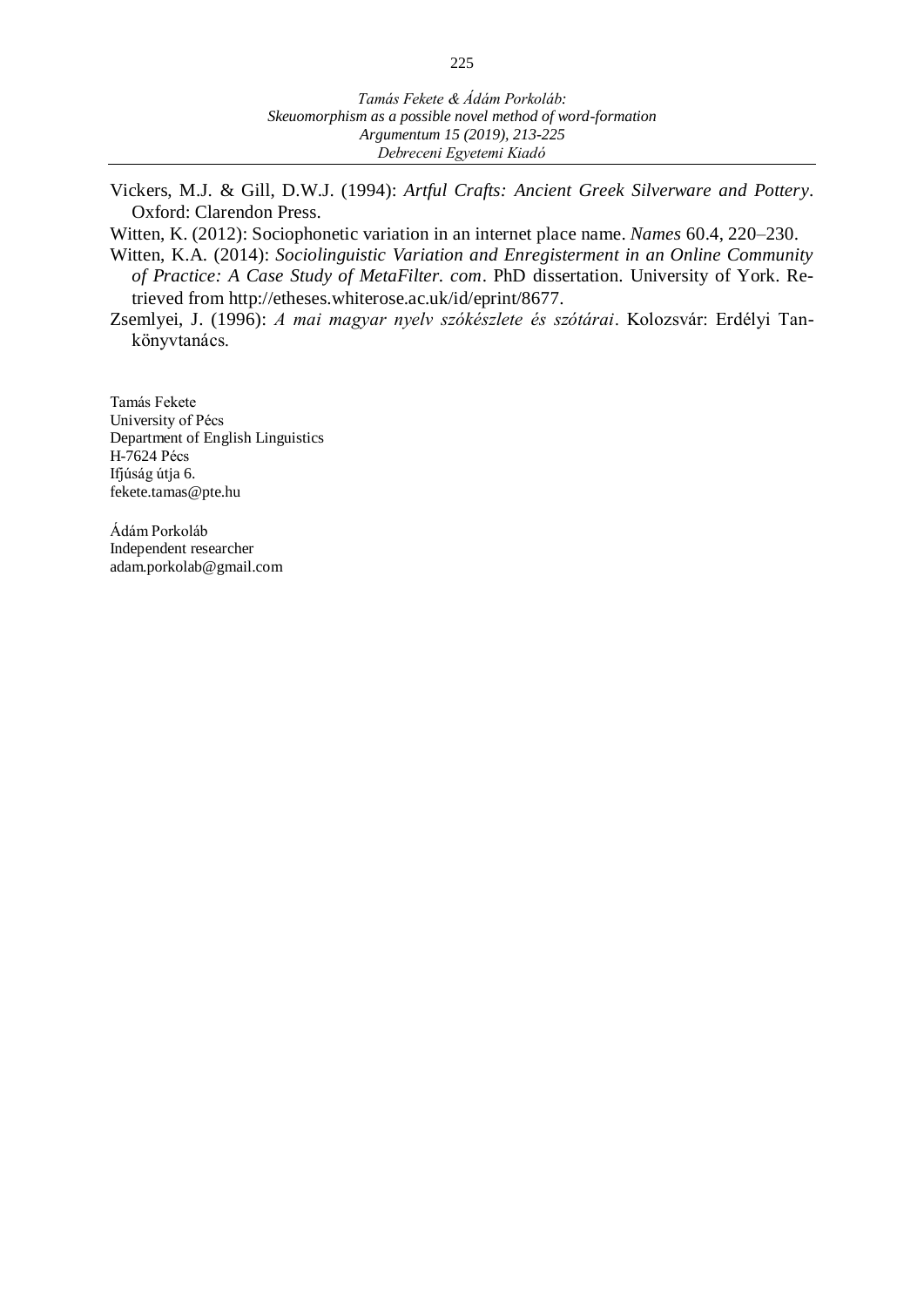Vickers, M.J. & Gill, D.W.J. (1994): *Artful Crafts: Ancient Greek Silverware and Pottery*. Oxford: Clarendon Press.

Witten, K. (2012): Sociophonetic variation in an internet place name. *Names* 60.4, 220–230.

Witten, K.A. (2014): *Sociolinguistic Variation and Enregisterment in an Online Community of Practice: A Case Study of MetaFilter. com*. PhD dissertation. University of York. Retrieved from http://etheses.whiterose.ac.uk/id/eprint/8677.

Zsemlyei, J. (1996): *A mai magyar nyelv szókészlete és szótárai*. Kolozsvár: Erdélyi Tankönyvtanács.

Tamás Fekete
University of Pécs
Department of English Linguistics
H-7624 Pécs
Ifjúság útja 6.
fekete.tamas@pte.hu

Ádám Porkoláb
Independent researcher
adam.porkolab@gmail.com